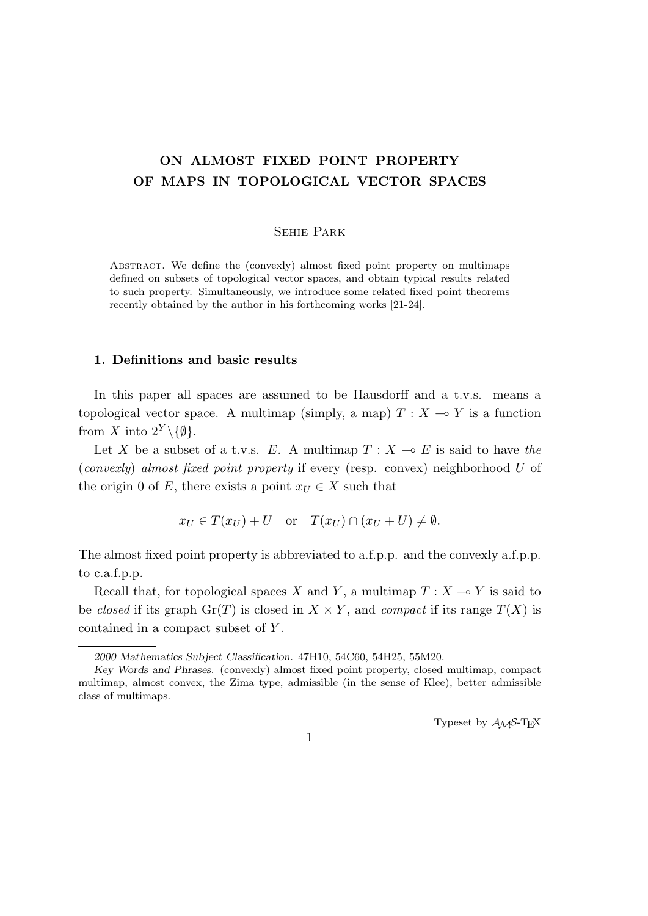# ON ALMOST FIXED POINT PROPERTY OF MAPS IN TOPOLOGICAL VECTOR SPACES

SEHIE PARK

ABSTRACT. We define the (convexly) almost fixed point property on multimaps defined on subsets of topological vector spaces, and obtain typical results related to such property. Simultaneously, we introduce some related fixed point theorems recently obtained by the author in his forthcoming works [21-24].

## 1. Definitions and basic results

In this paper all spaces are assumed to be Hausdorff and a t.v.s. means a topological vector space. A multimap (simply, a map) $T : X \multimap Y$ is a function from $X$ into $2^Y \backslash \{\emptyset\}$.

Let $X$ be a subset of a t.v.s. $E$. A multimap $T : X \multimap E$ is said to have *the* (*convexly*) *almost fixed point property* if every (resp. convex) neighborhood $U$ of the origin 0 of $E$, there exists a point $x_U \in X$ such that

$$x_U \in T(x_U) + U \quad \text{or} \quad T(x_U) \cap (x_U + U) \neq \emptyset.$$

The almost fixed point property is abbreviated to a.f.p.p. and the convexly a.f.p.p. to c.a.f.p.p.

Recall that, for topological spaces $X$ and $Y$, a multimap $T : X \multimap Y$ is said to be *closed* if its graph $\mathrm{Gr}(T)$ is closed in $X \times Y$, and *compact* if its range $T(X)$ is contained in a compact subset of $Y$.

---

*2000 Mathematics Subject Classification.* 47H10, 54C60, 54H25, 55M20.

*Key Words and Phrases.* (convexly) almost fixed point property, closed multimap, compact multimap, almost convex, the Zima type, admissible (in the sense of Klee), better admissible class of multimaps.

Typeset by $\mathcal{A}\mathcal{M}\mathcal{S}$-TEX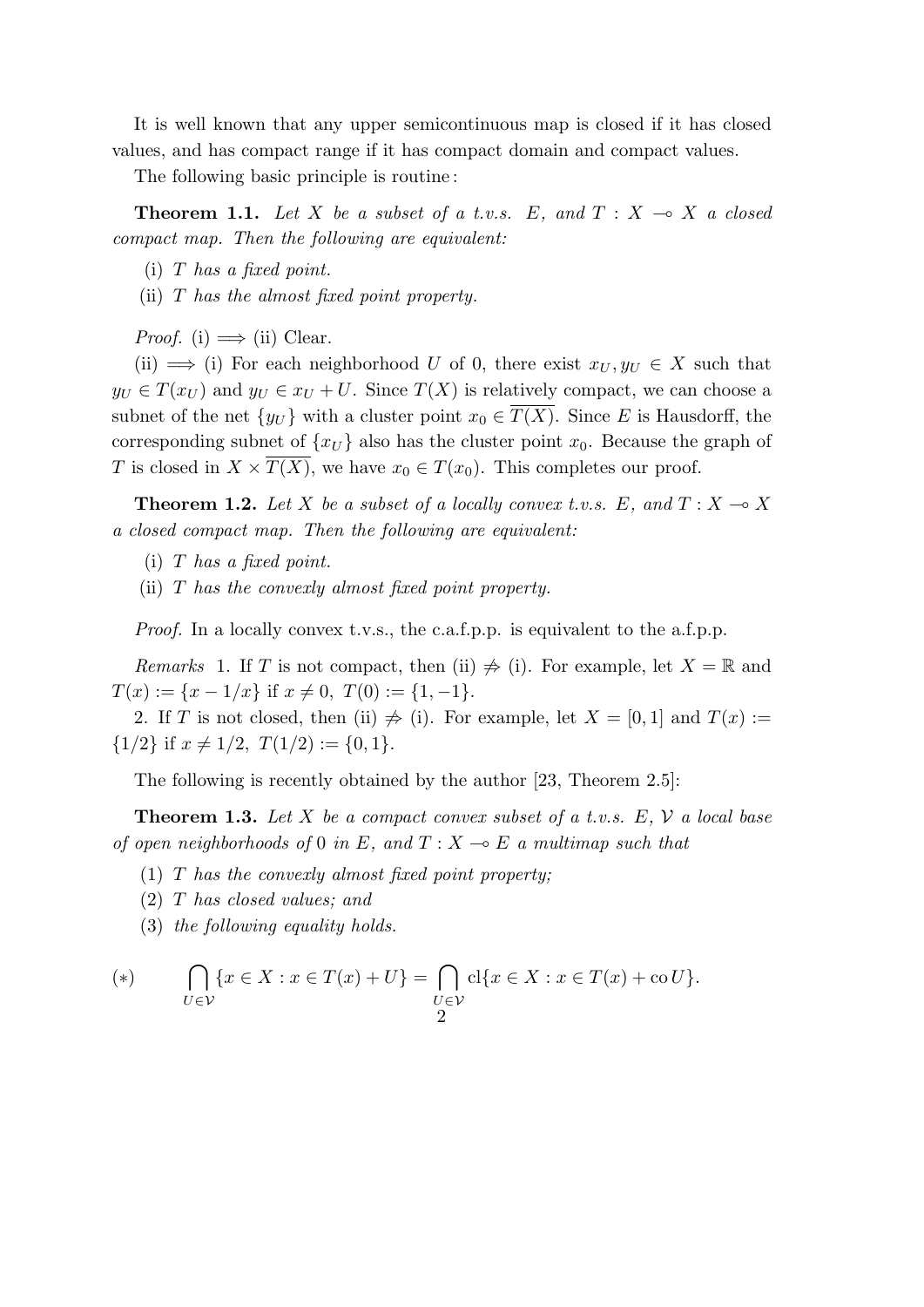It is well known that any upper semicontinuous map is closed if it has closed values, and has compact range if it has compact domain and compact values.

The following basic principle is routine:

**Theorem 1.1.** *Let $X$ be a subset of a t.v.s. $E$, and $T : X \multimap X$ a closed compact map. Then the following are equivalent:*

(i) *$T$ has a fixed point.*

(ii) *$T$ has the almost fixed point property.*

*Proof.* (i) $\Longrightarrow$ (ii) Clear.

(ii) $\Longrightarrow$ (i) For each neighborhood $U$ of 0, there exist $x_U, y_U \in X$ such that $y_U \in T(x_U)$ and $y_U \in x_U + U$. Since $T(X)$ is relatively compact, we can choose a subnet of the net $\{y_U\}$ with a cluster point $x_0 \in \overline{T(X)}$. Since $E$ is Hausdorff, the corresponding subnet of $\{x_U\}$ also has the cluster point $x_0$. Because the graph of $T$ is closed in $X \times \overline{T(X)}$, we have $x_0 \in T(x_0)$. This completes our proof.

**Theorem 1.2.** *Let $X$ be a subset of a locally convex t.v.s. $E$, and $T : X \multimap X$ a closed compact map. Then the following are equivalent:*

(i) *$T$ has a fixed point.*

(ii) *$T$ has the convexly almost fixed point property.*

*Proof.* In a locally convex t.v.s., the c.a.f.p.p. is equivalent to the a.f.p.p.

*Remarks* 1. If $T$ is not compact, then (ii) $\not\Rightarrow$ (i). For example, let $X = \mathbb{R}$ and $T(x) := \{x - 1/x\}$ if $x \neq 0$, $T(0) := \{1, -1\}$.

2. If $T$ is not closed, then (ii) $\not\Rightarrow$ (i). For example, let $X = [0, 1]$ and $T(x) := \{1/2\}$ if $x \neq 1/2$, $T(1/2) := \{0, 1\}$.

The following is recently obtained by the author [23, Theorem 2.5]:

**Theorem 1.3.** *Let $X$ be a compact convex subset of a t.v.s. $E$, $\mathcal{V}$ a local base of open neighborhoods of 0 in $E$, and $T : X \multimap E$ a multimap such that*

(1) *$T$ has the convexly almost fixed point property;*

(2) *$T$ has closed values; and*

(3) *the following equality holds.*

$$(*) \qquad \bigcap_{U \in \mathcal{V}} \{x \in X : x \in T(x) + U\} = \bigcap_{U \in \mathcal{V}} \mathrm{cl}\{x \in X : x \in T(x) + \mathrm{co}\, U\}.$$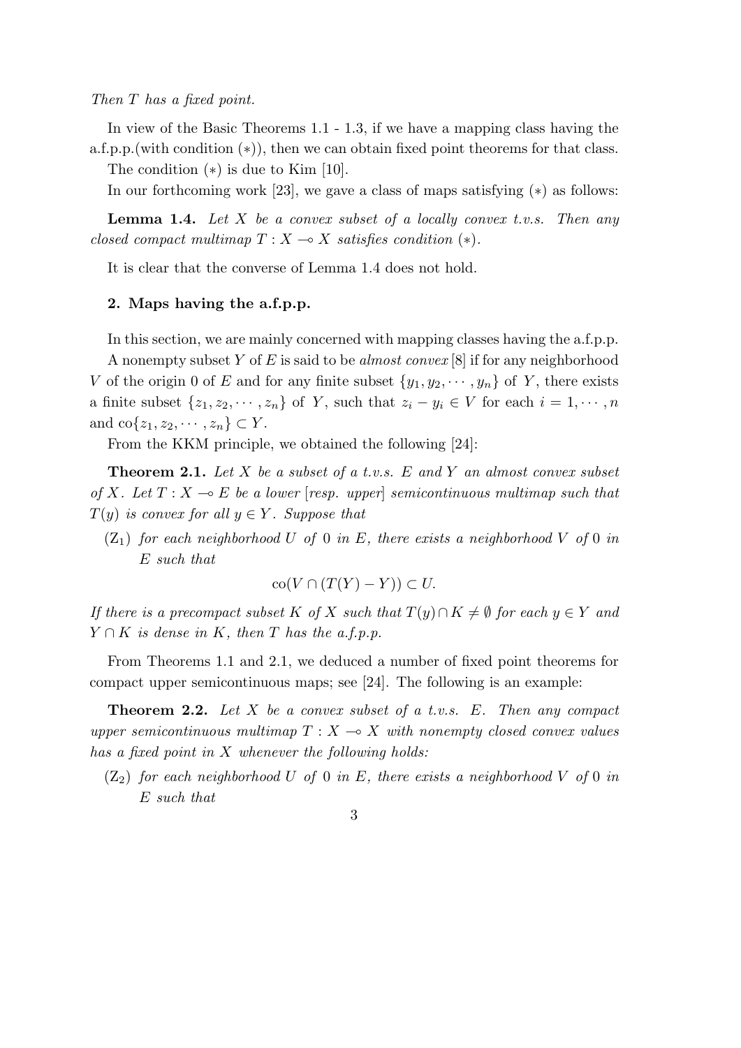*Then $T$ has a fixed point.*

In view of the Basic Theorems 1.1 - 1.3, if we have a mapping class having the a.f.p.p.(with condition $(*)$), then we can obtain fixed point theorems for that class.

The condition $(*)$ is due to Kim [10].

In our forthcoming work [23], we gave a class of maps satisfying $(*)$ as follows:

**Lemma 1.4.** *Let $X$ be a convex subset of a locally convex t.v.s. Then any closed compact multimap $T : X \multimap X$ satisfies condition $(*)$.*

It is clear that the converse of Lemma 1.4 does not hold.

## 2. Maps having the a.f.p.p.

In this section, we are mainly concerned with mapping classes having the a.f.p.p.

A nonempty subset $Y$ of $E$ is said to be *almost convex* [8] if for any neighborhood $V$ of the origin 0 of $E$ and for any finite subset $\{y_1, y_2, \cdots, y_n\}$ of $Y$, there exists a finite subset $\{z_1, z_2, \cdots, z_n\}$ of $Y$, such that $z_i - y_i \in V$ for each $i = 1, \cdots, n$ and $\mathrm{co}\{z_1, z_2, \cdots, z_n\} \subset Y$.

From the KKM principle, we obtained the following [24]:

**Theorem 2.1.** *Let $X$ be a subset of a t.v.s. $E$ and $Y$ an almost convex subset of $X$. Let $T : X \multimap E$ be a lower [resp. upper] semicontinuous multimap such that $T(y)$ is convex for all $y \in Y$. Suppose that*

- $(\mathrm{Z}_1)$ *for each neighborhood $U$ of 0 in $E$, there exists a neighborhood $V$ of 0 in $E$ such that*

$$\mathrm{co}(V \cap (T(Y) - Y)) \subset U.$$

*If there is a precompact subset $K$ of $X$ such that $T(y) \cap K \neq \emptyset$ for each $y \in Y$ and $Y \cap K$ is dense in $K$, then $T$ has the a.f.p.p.*

From Theorems 1.1 and 2.1, we deduced a number of fixed point theorems for compact upper semicontinuous maps; see [24]. The following is an example:

**Theorem 2.2.** *Let $X$ be a convex subset of a t.v.s. $E$. Then any compact upper semicontinuous multimap $T : X \multimap X$ with nonempty closed convex values has a fixed point in $X$ whenever the following holds:*

- $(\mathrm{Z}_2)$ *for each neighborhood $U$ of 0 in $E$, there exists a neighborhood $V$ of 0 in $E$ such that*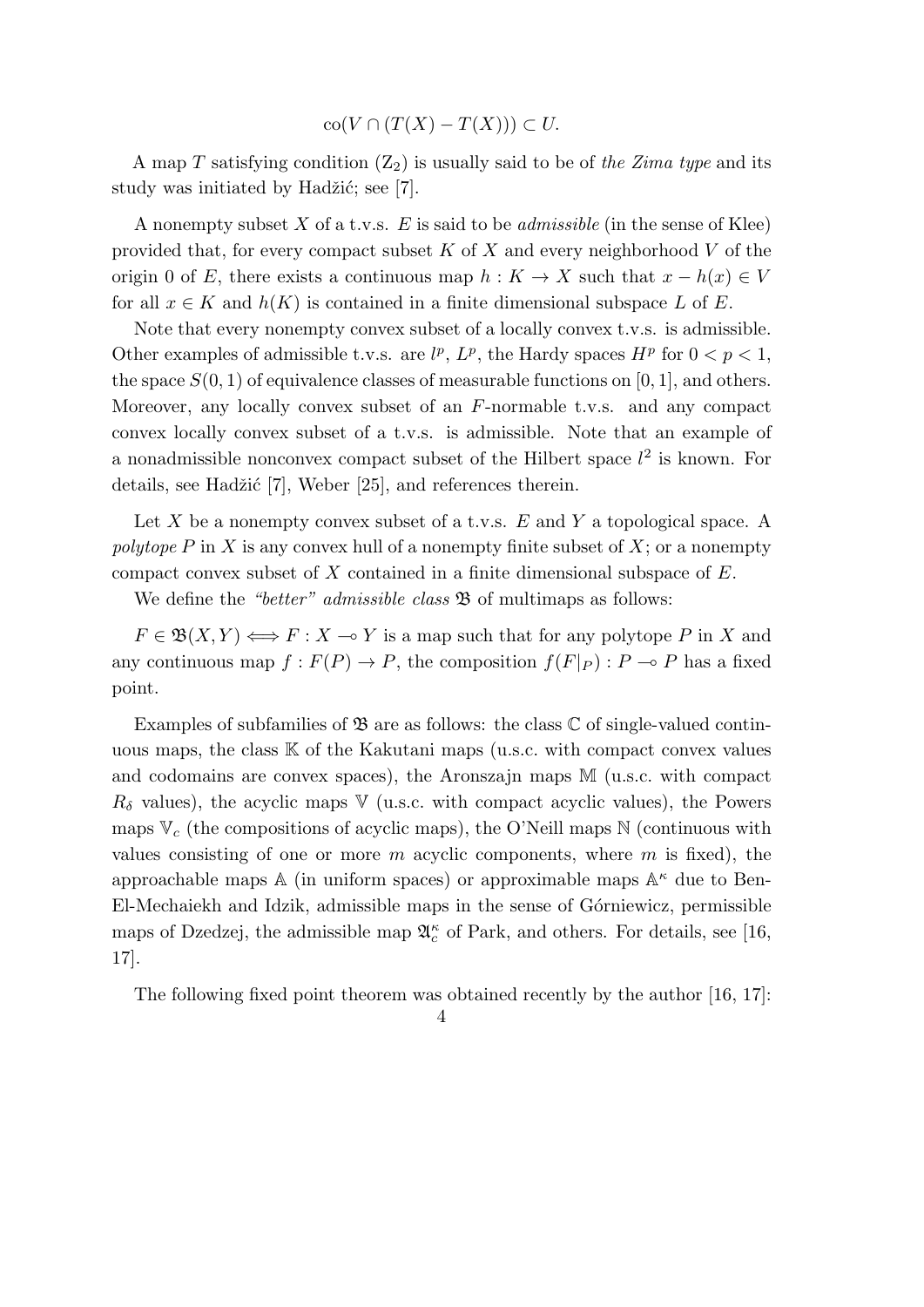$$\text{co}(V \cap (T(X) - T(X))) \subset U.$$

A map $T$ satisfying condition $(Z_2)$ is usually said to be of *the Zima type* and its study was initiated by Hadžić; see [7].

A nonempty subset $X$ of a t.v.s. $E$ is said to be *admissible* (in the sense of Klee) provided that, for every compact subset $K$ of $X$ and every neighborhood $V$ of the origin 0 of $E$, there exists a continuous map $h : K \to X$ such that $x - h(x) \in V$ for all $x \in K$ and $h(K)$ is contained in a finite dimensional subspace $L$ of $E$.

Note that every nonempty convex subset of a locally convex t.v.s. is admissible. Other examples of admissible t.v.s. are $l^p$, $L^p$, the Hardy spaces $H^p$ for $0 < p < 1$, the space $S(0, 1)$ of equivalence classes of measurable functions on $[0, 1]$, and others. Moreover, any locally convex subset of an $F$-normable t.v.s. and any compact convex locally convex subset of a t.v.s. is admissible. Note that an example of a nonadmissible nonconvex compact subset of the Hilbert space $l^2$ is known. For details, see Hadžić [7], Weber [25], and references therein.

Let $X$ be a nonempty convex subset of a t.v.s. $E$ and $Y$ a topological space. A *polytope* $P$ in $X$ is any convex hull of a nonempty finite subset of $X$; or a nonempty compact convex subset of $X$ contained in a finite dimensional subspace of $E$.

We define the *"better" admissible class* $\mathfrak{B}$ of multimaps as follows:

$F \in \mathfrak{B}(X, Y) \iff F : X \multimap Y$ is a map such that for any polytope $P$ in $X$ and any continuous map $f : F(P) \to P$, the composition $f(F|_P) : P \multimap P$ has a fixed point.

Examples of subfamilies of $\mathfrak{B}$ are as follows: the class $\mathbb{C}$ of single-valued continuous maps, the class $\mathbb{K}$ of the Kakutani maps (u.s.c. with compact convex values and codomains are convex spaces), the Aronszajn maps $\mathbb{M}$ (u.s.c. with compact $R_\delta$ values), the acyclic maps $\mathbb{V}$ (u.s.c. with compact acyclic values), the Powers maps $\mathbb{V}_c$ (the compositions of acyclic maps), the O'Neill maps $\mathbb{N}$ (continuous with values consisting of one or more $m$ acyclic components, where $m$ is fixed), the approachable maps $\mathbb{A}$ (in uniform spaces) or approximable maps $\mathbb{A}^\kappa$ due to Ben-El-Mechaiekh and Idzik, admissible maps in the sense of Górniewicz, permissible maps of Dzedzej, the admissible map $\mathfrak{A}_c^\kappa$ of Park, and others. For details, see [16, 17].

The following fixed point theorem was obtained recently by the author [16, 17]: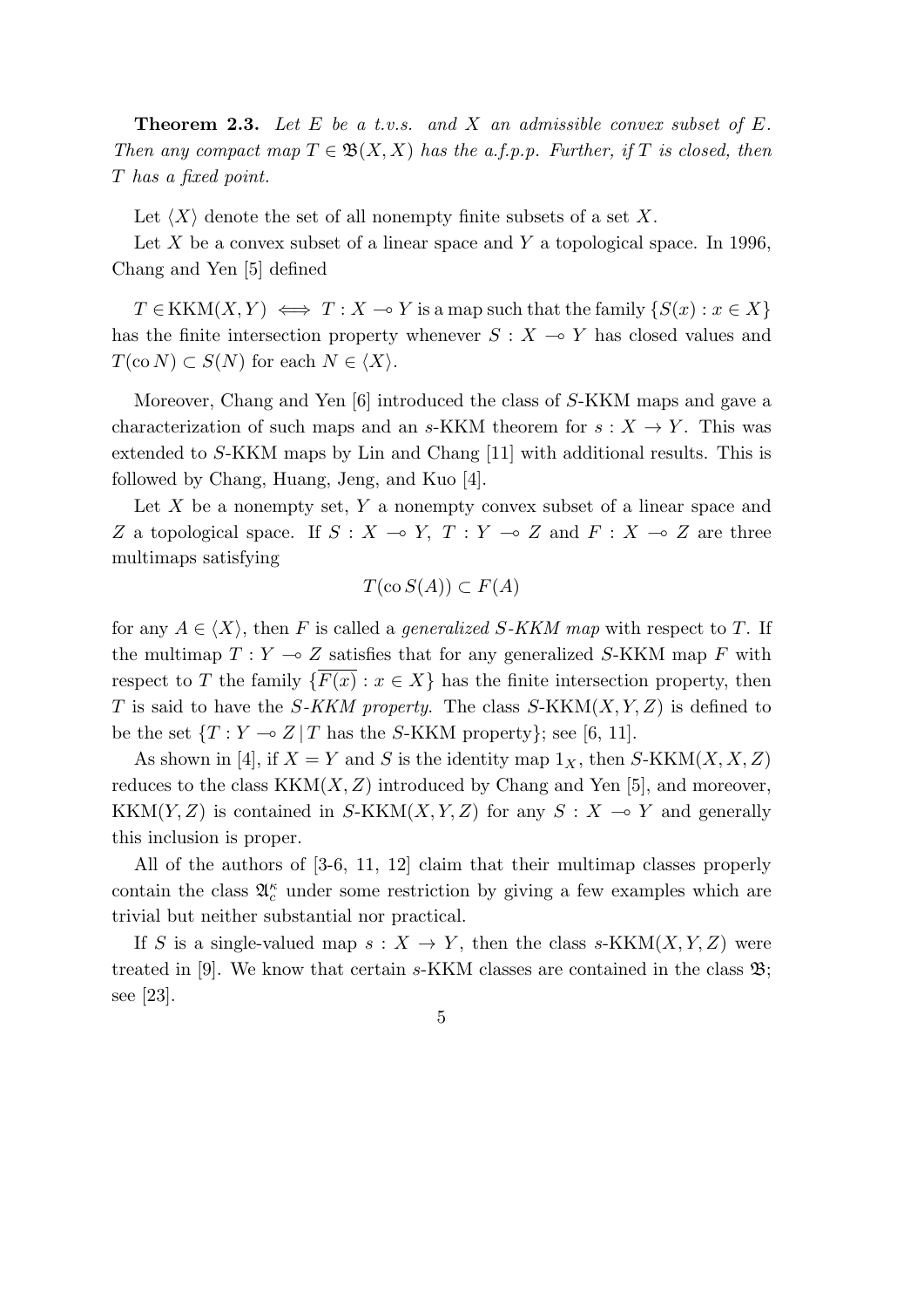**Theorem 2.3.** *Let $E$ be a t.v.s. and $X$ an admissible convex subset of $E$. Then any compact map $T \in \mathfrak{B}(X, X)$ has the a.f.p.p. Further, if $T$ is closed, then $T$ has a fixed point.*

Let $\langle X \rangle$ denote the set of all nonempty finite subsets of a set $X$.

Let $X$ be a convex subset of a linear space and $Y$ a topological space. In 1996, Chang and Yen [5] defined

$T \in \mathrm{KKM}(X, Y) \iff T : X \multimap Y$ is a map such that the family $\{S(x) : x \in X\}$ has the finite intersection property whenever $S : X \multimap Y$ has closed values and $T(\mathrm{co}\, N) \subset S(N)$ for each $N \in \langle X \rangle$.

Moreover, Chang and Yen [6] introduced the class of $S$-KKM maps and gave a characterization of such maps and an $s$-KKM theorem for $s : X \to Y$. This was extended to $S$-KKM maps by Lin and Chang [11] with additional results. This is followed by Chang, Huang, Jeng, and Kuo [4].

Let $X$ be a nonempty set, $Y$ a nonempty convex subset of a linear space and $Z$ a topological space. If $S : X \multimap Y$, $T : Y \multimap Z$ and $F : X \multimap Z$ are three multimaps satisfying

$$T(\mathrm{co}\, S(A)) \subset F(A)$$

for any $A \in \langle X \rangle$, then $F$ is called a *generalized $S$-KKM map* with respect to $T$. If the multimap $T : Y \multimap Z$ satisfies that for any generalized $S$-KKM map $F$ with respect to $T$ the family $\{\overline{F(x)} : x \in X\}$ has the finite intersection property, then $T$ is said to have the *$S$-KKM property*. The class $S$-$\mathrm{KKM}(X, Y, Z)$ is defined to be the set $\{T : Y \multimap Z \,|\, T$ has the $S$-KKM property$\}$; see [6, 11].

As shown in [4], if $X = Y$ and $S$ is the identity map $1_X$, then $S$-$\mathrm{KKM}(X, X, Z)$ reduces to the class $\mathrm{KKM}(X, Z)$ introduced by Chang and Yen [5], and moreover, $\mathrm{KKM}(Y, Z)$ is contained in $S$-$\mathrm{KKM}(X, Y, Z)$ for any $S : X \multimap Y$ and generally this inclusion is proper.

All of the authors of [3-6, 11, 12] claim that their multimap classes properly contain the class $\mathfrak{A}_c^\kappa$ under some restriction by giving a few examples which are trivial but neither substantial nor practical.

If $S$ is a single-valued map $s : X \to Y$, then the class $s$-$\mathrm{KKM}(X, Y, Z)$ were treated in [9]. We know that certain $s$-KKM classes are contained in the class $\mathfrak{B}$; see [23].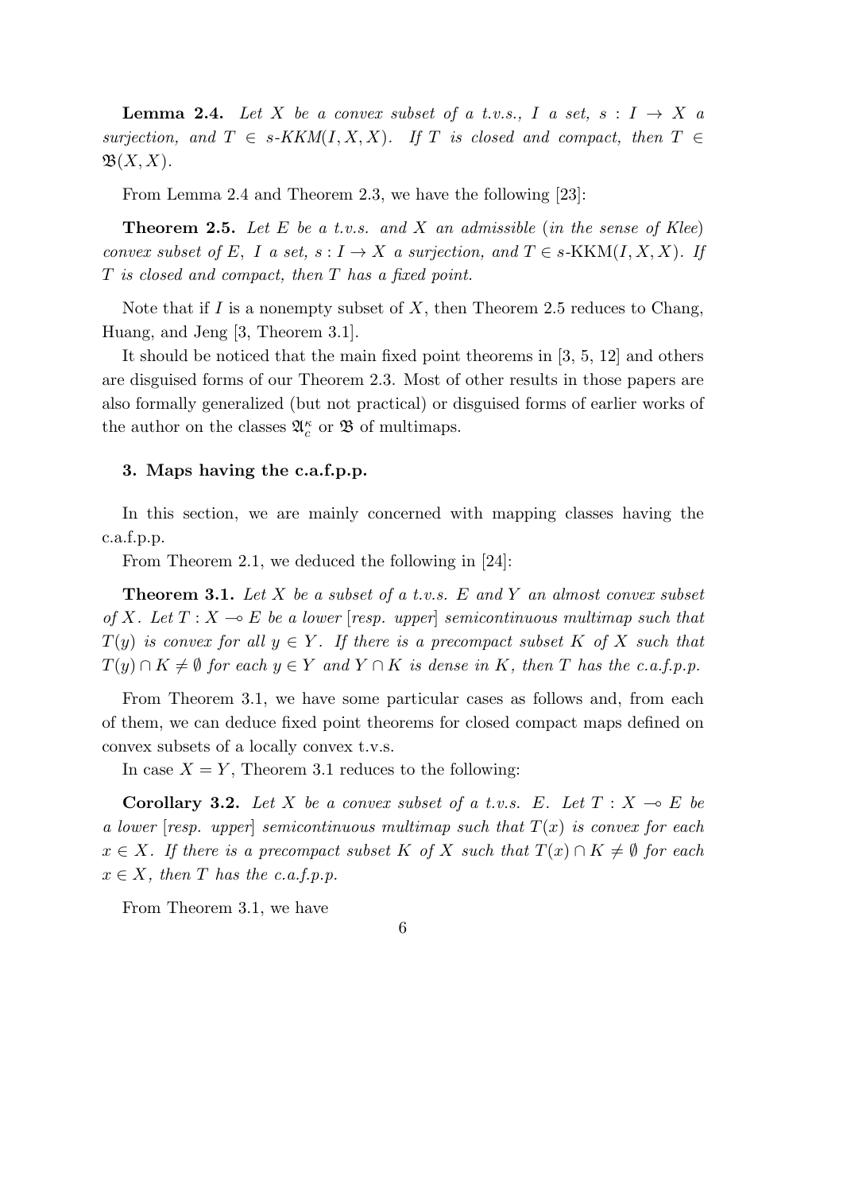**Lemma 2.4.** *Let $X$ be a convex subset of a t.v.s., $I$ a set, $s : I \to X$ a surjection, and $T \in s\text{-}KKM(I, X, X)$. If $T$ is closed and compact, then $T \in \mathfrak{B}(X, X)$.*

From Lemma 2.4 and Theorem 2.3, we have the following [23]:

**Theorem 2.5.** *Let $E$ be a t.v.s. and $X$ an admissible (in the sense of Klee) convex subset of $E$, $I$ a set, $s : I \to X$ a surjection, and $T \in s\text{-KKM}(I, X, X)$. If $T$ is closed and compact, then $T$ has a fixed point.*

Note that if $I$ is a nonempty subset of $X$, then Theorem 2.5 reduces to Chang, Huang, and Jeng [3, Theorem 3.1].

It should be noticed that the main fixed point theorems in [3, 5, 12] and others are disguised forms of our Theorem 2.3. Most of other results in those papers are also formally generalized (but not practical) or disguised forms of earlier works of the author on the classes $\mathfrak{A}_c^\kappa$ or $\mathfrak{B}$ of multimaps.

### 3. Maps having the c.a.f.p.p.

In this section, we are mainly concerned with mapping classes having the c.a.f.p.p.

From Theorem 2.1, we deduced the following in [24]:

**Theorem 3.1.** *Let $X$ be a subset of a t.v.s. $E$ and $Y$ an almost convex subset of $X$. Let $T : X \multimap E$ be a lower [resp. upper] semicontinuous multimap such that $T(y)$ is convex for all $y \in Y$. If there is a precompact subset $K$ of $X$ such that $T(y) \cap K \neq \emptyset$ for each $y \in Y$ and $Y \cap K$ is dense in $K$, then $T$ has the c.a.f.p.p.*

From Theorem 3.1, we have some particular cases as follows and, from each of them, we can deduce fixed point theorems for closed compact maps defined on convex subsets of a locally convex t.v.s.

In case $X = Y$, Theorem 3.1 reduces to the following:

**Corollary 3.2.** *Let $X$ be a convex subset of a t.v.s. $E$. Let $T : X \multimap E$ be a lower [resp. upper] semicontinuous multimap such that $T(x)$ is convex for each $x \in X$. If there is a precompact subset $K$ of $X$ such that $T(x) \cap K \neq \emptyset$ for each $x \in X$, then $T$ has the c.a.f.p.p.*

From Theorem 3.1, we have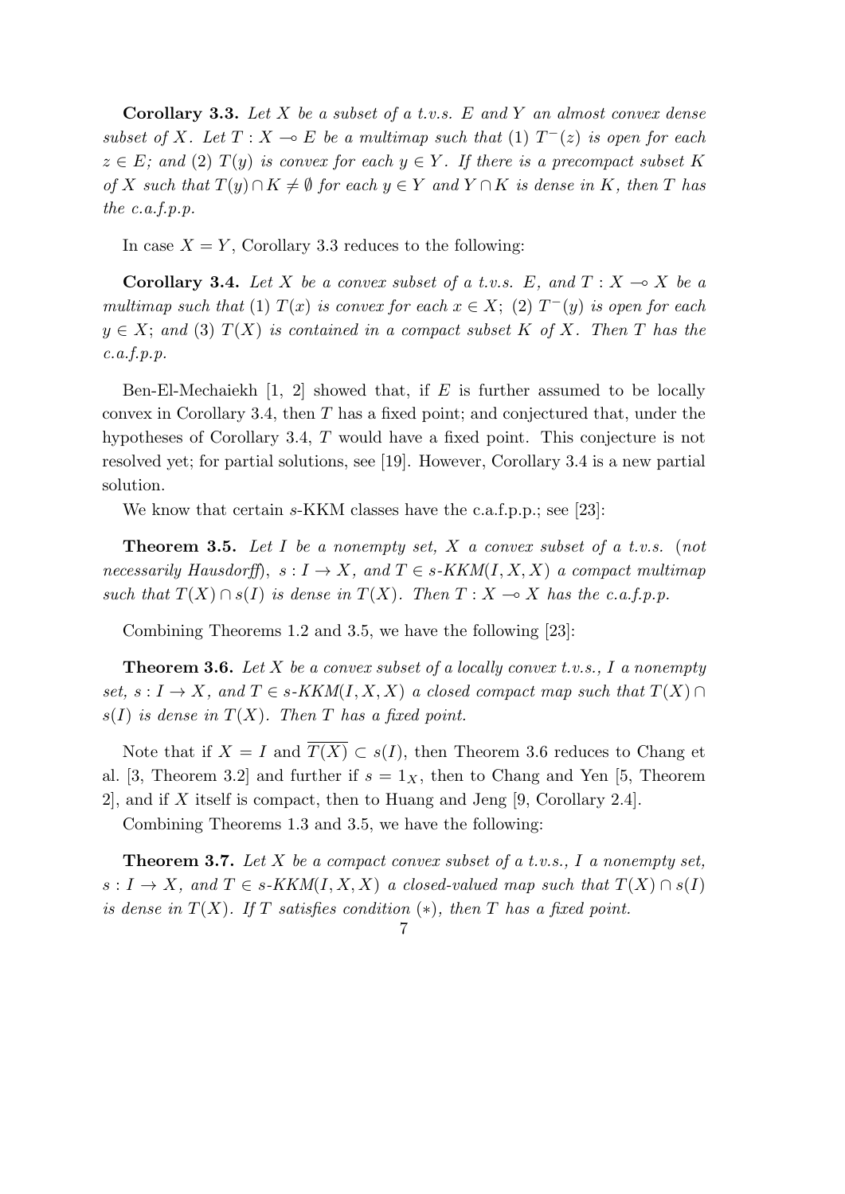**Corollary 3.3.** *Let $X$ be a subset of a t.v.s. $E$ and $Y$ an almost convex dense subset of $X$. Let $T : X \multimap E$ be a multimap such that* (1) *$T^{-}(z)$ is open for each $z \in E$; and* (2) *$T(y)$ is convex for each $y \in Y$. If there is a precompact subset $K$ of $X$ such that $T(y) \cap K \neq \emptyset$ for each $y \in Y$ and $Y \cap K$ is dense in $K$, then $T$ has the c.a.f.p.p.*

In case $X = Y$, Corollary 3.3 reduces to the following:

**Corollary 3.4.** *Let $X$ be a convex subset of a t.v.s. $E$, and $T : X \multimap X$ be a multimap such that* (1) *$T(x)$ is convex for each $x \in X$;* (2) *$T^{-}(y)$ is open for each $y \in X$; and* (3) *$T(X)$ is contained in a compact subset $K$ of $X$. Then $T$ has the c.a.f.p.p.*

Ben-El-Mechaiekh [1, 2] showed that, if $E$ is further assumed to be locally convex in Corollary 3.4, then $T$ has a fixed point; and conjectured that, under the hypotheses of Corollary 3.4, $T$ would have a fixed point. This conjecture is not resolved yet; for partial solutions, see [19]. However, Corollary 3.4 is a new partial solution.

We know that certain $s$-KKM classes have the c.a.f.p.p.; see [23]:

**Theorem 3.5.** *Let $I$ be a nonempty set, $X$ a convex subset of a t.v.s.* (*not necessarily Hausdorff*), *$s : I \to X$, and $T \in s$-$KKM(I, X, X)$ a compact multimap such that $T(X) \cap s(I)$ is dense in $T(X)$. Then $T : X \multimap X$ has the c.a.f.p.p.*

Combining Theorems 1.2 and 3.5, we have the following [23]:

**Theorem 3.6.** *Let $X$ be a convex subset of a locally convex t.v.s., $I$ a nonempty set, $s : I \to X$, and $T \in s$-$KKM(I, X, X)$ a closed compact map such that $T(X) \cap s(I)$ is dense in $T(X)$. Then $T$ has a fixed point.*

Note that if $X = I$ and $\overline{T(X)} \subset s(I)$, then Theorem 3.6 reduces to Chang et al. [3, Theorem 3.2] and further if $s = 1_X$, then to Chang and Yen [5, Theorem 2], and if $X$ itself is compact, then to Huang and Jeng [9, Corollary 2.4].

Combining Theorems 1.3 and 3.5, we have the following:

**Theorem 3.7.** *Let $X$ be a compact convex subset of a t.v.s., $I$ a nonempty set, $s : I \to X$, and $T \in s$-$KKM(I, X, X)$ a closed-valued map such that $T(X) \cap s(I)$ is dense in $T(X)$. If $T$ satisfies condition* ($*$), *then $T$ has a fixed point.*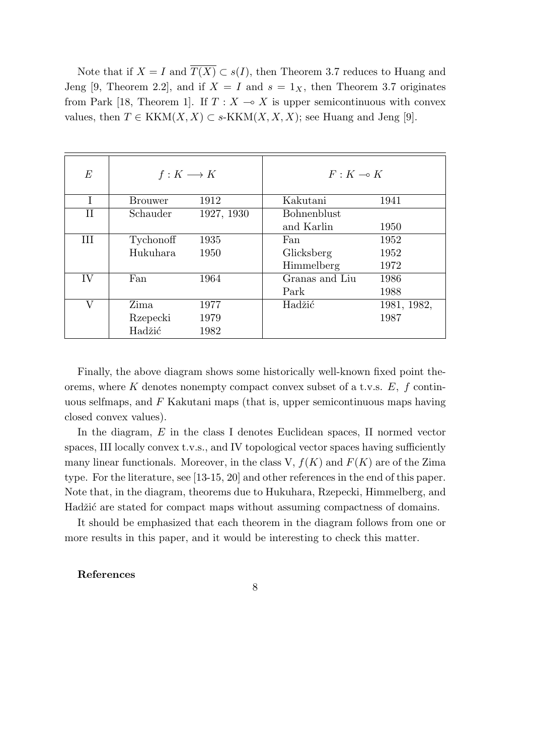Note that if $X = I$ and $\overline{T(X)} \subset s(I)$, then Theorem 3.7 reduces to Huang and Jeng [9, Theorem 2.2], and if $X = I$ and $s = 1_X$, then Theorem 3.7 originates from Park [18, Theorem 1]. If $T : X \multimap X$ is upper semicontinuous with convex values, then $T \in \text{KKM}(X, X) \subset s\text{-KKM}(X, X, X)$; see Huang and Jeng [9].

| $E$ | $f : K \longrightarrow K$ | | $F : K \multimap K$ | |
|---|---|---|---|---|
| I | Brouwer | 1912 | Kakutani | 1941 |
| II | Schauder | 1927, 1930 | Bohnenblust and Karlin | 1950 |
| III | Tychonoff | 1935 | Fan | 1952 |
| | Hukuhara | 1950 | Glicksberg | 1952 |
| | | | Himmelberg | 1972 |
| IV | Fan | 1964 | Granas and Liu | 1986 |
| | | | Park | 1988 |
| V | Zima | 1977 | Hadžić | 1981, 1982, 1987 |
| | Rzepecki | 1979 | | |
| | Hadžić | 1982 | | |

Finally, the above diagram shows some historically well-known fixed point theorems, where $K$ denotes nonempty compact convex subset of a t.v.s. $E$, $f$ continuous selfmaps, and $F$ Kakutani maps (that is, upper semicontinuous maps having closed convex values).

In the diagram, $E$ in the class I denotes Euclidean spaces, II normed vector spaces, III locally convex t.v.s., and IV topological vector spaces having sufficiently many linear functionals. Moreover, in the class V, $f(K)$ and $F(K)$ are of the Zima type. For the literature, see [13-15, 20] and other references in the end of this paper. Note that, in the diagram, theorems due to Hukuhara, Rzepecki, Himmelberg, and Hadžić are stated for compact maps without assuming compactness of domains.

It should be emphasized that each theorem in the diagram follows from one or more results in this paper, and it would be interesting to check this matter.

**References**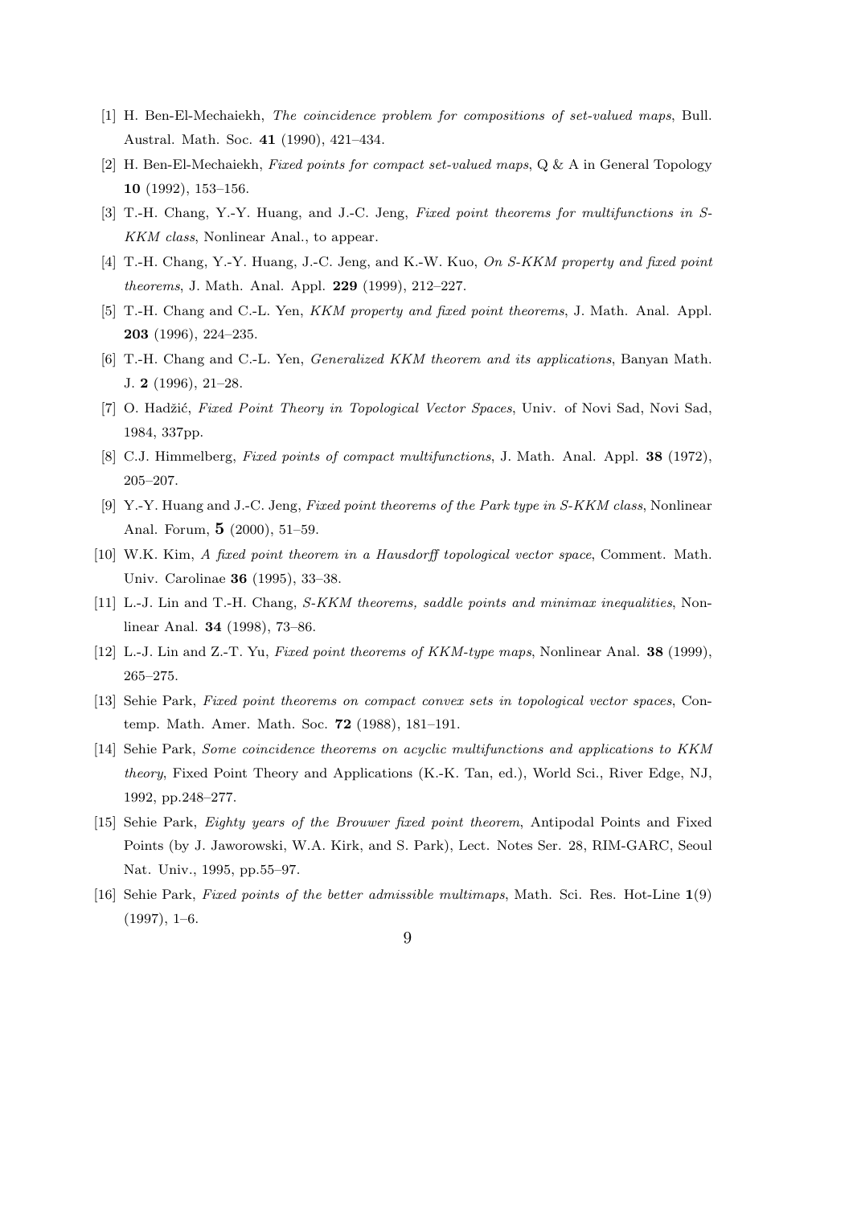[1] H. Ben-El-Mechaiekh, *The coincidence problem for compositions of set-valued maps*, Bull. Austral. Math. Soc. **41** (1990), 421–434.

[2] H. Ben-El-Mechaiekh, *Fixed points for compact set-valued maps*, Q & A in General Topology **10** (1992), 153–156.

[3] T.-H. Chang, Y.-Y. Huang, and J.-C. Jeng, *Fixed point theorems for multifunctions in S-KKM class*, Nonlinear Anal., to appear.

[4] T.-H. Chang, Y.-Y. Huang, J.-C. Jeng, and K.-W. Kuo, *On S-KKM property and fixed point theorems*, J. Math. Anal. Appl. **229** (1999), 212–227.

[5] T.-H. Chang and C.-L. Yen, *KKM property and fixed point theorems*, J. Math. Anal. Appl. **203** (1996), 224–235.

[6] T.-H. Chang and C.-L. Yen, *Generalized KKM theorem and its applications*, Banyan Math. J. **2** (1996), 21–28.

[7] O. Hadžić, *Fixed Point Theory in Topological Vector Spaces*, Univ. of Novi Sad, Novi Sad, 1984, 337pp.

[8] C.J. Himmelberg, *Fixed points of compact multifunctions*, J. Math. Anal. Appl. **38** (1972), 205–207.

[9] Y.-Y. Huang and J.-C. Jeng, *Fixed point theorems of the Park type in S-KKM class*, Nonlinear Anal. Forum, **5** (2000), 51–59.

[10] W.K. Kim, *A fixed point theorem in a Hausdorff topological vector space*, Comment. Math. Univ. Carolinae **36** (1995), 33–38.

[11] L.-J. Lin and T.-H. Chang, *S-KKM theorems, saddle points and minimax inequalities*, Nonlinear Anal. **34** (1998), 73–86.

[12] L.-J. Lin and Z.-T. Yu, *Fixed point theorems of KKM-type maps*, Nonlinear Anal. **38** (1999), 265–275.

[13] Sehie Park, *Fixed point theorems on compact convex sets in topological vector spaces*, Contemp. Math. Amer. Math. Soc. **72** (1988), 181–191.

[14] Sehie Park, *Some coincidence theorems on acyclic multifunctions and applications to KKM theory*, Fixed Point Theory and Applications (K.-K. Tan, ed.), World Sci., River Edge, NJ, 1992, pp.248–277.

[15] Sehie Park, *Eighty years of the Brouwer fixed point theorem*, Antipodal Points and Fixed Points (by J. Jaworowski, W.A. Kirk, and S. Park), Lect. Notes Ser. 28, RIM-GARC, Seoul Nat. Univ., 1995, pp.55–97.

[16] Sehie Park, *Fixed points of the better admissible multimaps*, Math. Sci. Res. Hot-Line **1**(9) (1997), 1–6.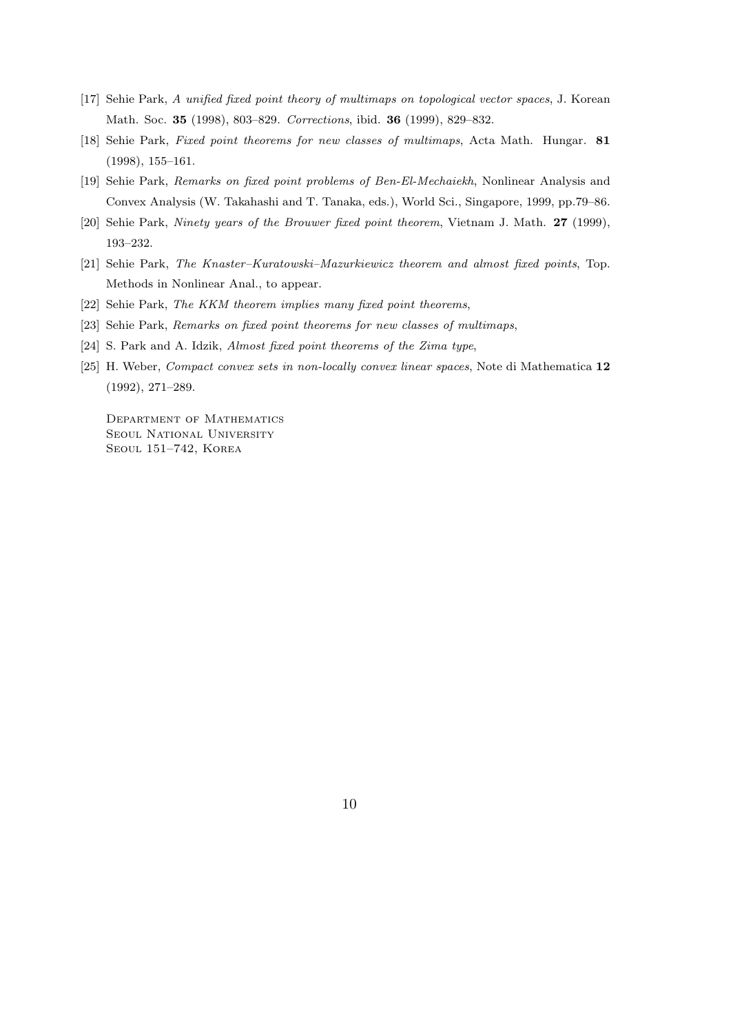[17] Sehie Park, *A unified fixed point theory of multimaps on topological vector spaces*, J. Korean Math. Soc. **35** (1998), 803–829. *Corrections*, ibid. **36** (1999), 829–832.

[18] Sehie Park, *Fixed point theorems for new classes of multimaps*, Acta Math. Hungar. **81** (1998), 155–161.

[19] Sehie Park, *Remarks on fixed point problems of Ben-El-Mechaiekh*, Nonlinear Analysis and Convex Analysis (W. Takahashi and T. Tanaka, eds.), World Sci., Singapore, 1999, pp.79–86.

[20] Sehie Park, *Ninety years of the Brouwer fixed point theorem*, Vietnam J. Math. **27** (1999), 193–232.

[21] Sehie Park, *The Knaster–Kuratowski–Mazurkiewicz theorem and almost fixed points*, Top. Methods in Nonlinear Anal., to appear.

[22] Sehie Park, *The KKM theorem implies many fixed point theorems*,

[23] Sehie Park, *Remarks on fixed point theorems for new classes of multimaps*,

[24] S. Park and A. Idzik, *Almost fixed point theorems of the Zima type*,

[25] H. Weber, *Compact convex sets in non-locally convex linear spaces*, Note di Mathematica **12** (1992), 271–289.

Department of Mathematics
Seoul National University
Seoul 151–742, Korea